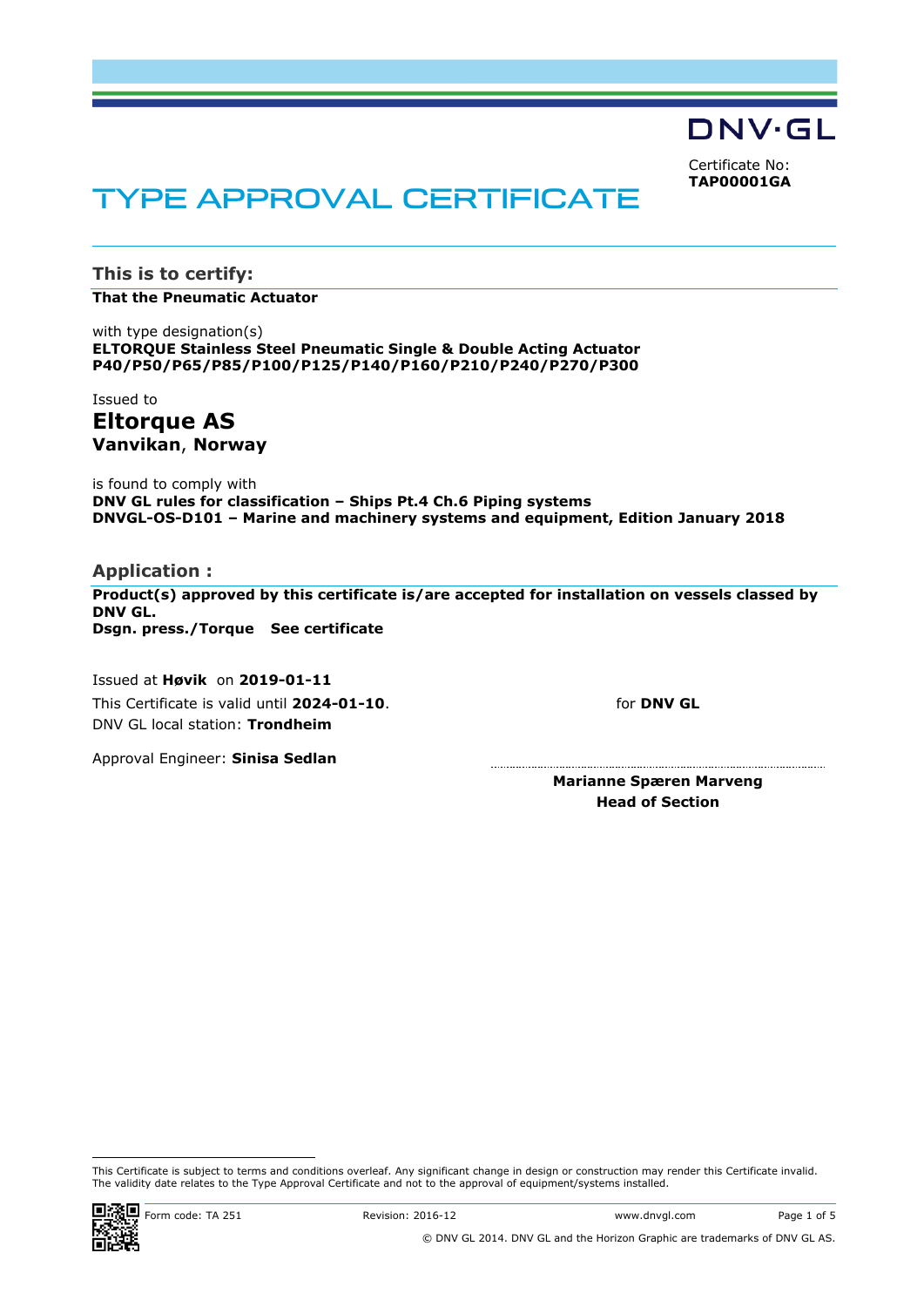DNV·GL

Certificate No:
**TAP00001GA**

# TYPE APPROVAL CERTIFICATE

## This is to certify:

**That the Pneumatic Actuator**

with type designation(s)
**ELTORQUE Stainless Steel Pneumatic Single & Double Acting Actuator**
**P40/P50/P65/P85/P100/P125/P140/P160/P210/P240/P270/P300**

Issued to
**Eltorque AS**
**Vanvikan, Norway**

is found to comply with
**DNV GL rules for classification – Ships Pt.4 Ch.6 Piping systems**
**DNVGL-OS-D101 – Marine and machinery systems and equipment, Edition January 2018**

## Application :

**Product(s) approved by this certificate is/are accepted for installation on vessels classed by DNV GL.**
**Dsgn. press./Torque See certificate**

Issued at **Høvik** on **2019-01-11**
This Certificate is valid until **2024-01-10**.
DNV GL local station: **Trondheim**

Approval Engineer: **Sinisa Sedlan**

for **DNV GL**

**Marianne Spæren Marveng**
**Head of Section**

This Certificate is subject to terms and conditions overleaf. Any significant change in design or construction may render this Certificate invalid. The validity date relates to the Type Approval Certificate and not to the approval of equipment/systems installed.

Form code: TA 251 Revision: 2016-12 www.dnvgl.com

© DNV GL 2014. DNV GL and the Horizon Graphic are trademarks of DNV GL AS.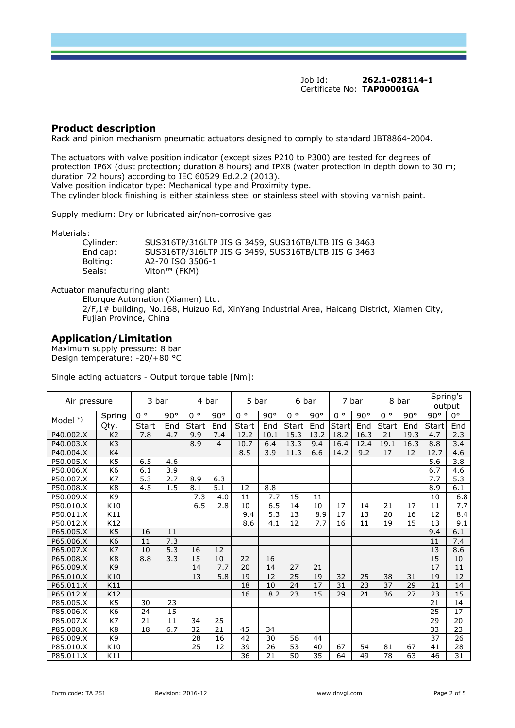Job Id: **262.1-028114-1**
Certificate No: **TAP00001GA**

## Product description

Rack and pinion mechanism pneumatic actuators designed to comply to standard JBT8864-2004.

The actuators with valve position indicator (except sizes P210 to P300) are tested for degrees of protection IP6X (dust protection; duration 8 hours) and IPX8 (water protection in depth down to 30 m; duration 72 hours) according to IEC 60529 Ed.2.2 (2013).
Valve position indicator type: Mechanical type and Proximity type.
The cylinder block finishing is either stainless steel or stainless steel with stoving varnish paint.

Supply medium: Dry or lubricated air/non-corrosive gas

Materials:

- Cylinder: SUS316TP/316LTP JIS G 3459, SUS316TB/LTB JIS G 3463
- End cap: SUS316TP/316LTP JIS G 3459, SUS316TB/LTB JIS G 3463
- Bolting: A2-70 ISO 3506-1
- Seals: Viton™ (FKM)

Actuator manufacturing plant:

Eltorque Automation (Xiamen) Ltd.
2/F,1# building, No.168, Huizuo Rd, XinYang Industrial Area, Haicang District, Xiamen City, Fujian Province, China

## Application/Limitation

Maximum supply pressure: 8 bar
Design temperature: -20/+80 °C

Single acting actuators - Output torque table [Nm]:

| Air pressure | | 3 bar | | 4 bar | | 5 bar | | 6 bar | | 7 bar | | 8 bar | | Spring's output | |
|---|---|---|---|---|---|---|---|---|---|---|---|---|---|---|---|
| Model *) | Spring | 0 ° | 90° | 0 ° | 90° | 0 ° | 90° | 0 ° | 90° | 0 ° | 90° | 0 ° | 90° | 90° | 0° |
| | Qty. | Start | End | Start | End | Start | End | Start | End | Start | End | Start | End | Start | End |
| P40.002.X | K2 | 7.8 | 4.7 | 9.9 | 7.4 | 12.2 | 10.1 | 15.3 | 13.2 | 18.2 | 16.3 | 21 | 19.3 | 4.7 | 2.3 |
| P40.003.X | K3 | | | 8.9 | 4 | 10.7 | 6.4 | 13.3 | 9.4 | 16.4 | 12.4 | 19.1 | 16.3 | 8.8 | 3.4 |
| P40.004.X | K4 | | | | | 8.5 | 3.9 | 11.3 | 6.6 | 14.2 | 9.2 | 17 | 12 | 12.7 | 4.6 |
| P50.005.X | K5 | 6.5 | 4.6 | | | | | | | | | | | 5.6 | 3.8 |
| P50.006.X | K6 | 6.1 | 3.9 | | | | | | | | | | | 6.7 | 4.6 |
| P50.007.X | K7 | 5.3 | 2.7 | 8.9 | 6.3 | | | | | | | | | 7.7 | 5.3 |
| P50.008.X | K8 | 4.5 | 1.5 | 8.1 | 5.1 | 12 | 8.8 | | | | | | | 8.9 | 6.1 |
| P50.009.X | K9 | | | 7.3 | 4.0 | 11 | 7.7 | 15 | 11 | | | | | 10 | 6.8 |
| P50.010.X | K10 | | | 6.5 | 2.8 | 10 | 6.5 | 14 | 10 | 17 | 14 | 21 | 17 | 11 | 7.7 |
| P50.011.X | K11 | | | | | 9.4 | 5.3 | 13 | 8.9 | 17 | 13 | 20 | 16 | 12 | 8.4 |
| P50.012.X | K12 | | | | | 8.6 | 4.1 | 12 | 7.7 | 16 | 11 | 19 | 15 | 13 | 9.1 |
| P65.005.X | K5 | 16 | 11 | | | | | | | | | | | 9.4 | 6.1 |
| P65.006.X | K6 | 11 | 7.3 | | | | | | | | | | | 11 | 7.4 |
| P65.007.X | K7 | 10 | 5.3 | 16 | 12 | | | | | | | | | 13 | 8.6 |
| P65.008.X | K8 | 8.8 | 3.3 | 15 | 10 | 22 | 16 | | | | | | | 15 | 10 |
| P65.009.X | K9 | | | 14 | 7.7 | 20 | 14 | 27 | 21 | | | | | 17 | 11 |
| P65.010.X | K10 | | | 13 | 5.8 | 19 | 12 | 25 | 19 | 32 | 25 | 38 | 31 | 19 | 12 |
| P65.011.X | K11 | | | | | 18 | 10 | 24 | 17 | 31 | 23 | 37 | 29 | 21 | 14 |
| P65.012.X | K12 | | | | | 16 | 8.2 | 23 | 15 | 29 | 21 | 36 | 27 | 23 | 15 |
| P85.005.X | K5 | 30 | 23 | | | | | | | | | | | 21 | 14 |
| P85.006.X | K6 | 24 | 15 | | | | | | | | | | | 25 | 17 |
| P85.007.X | K7 | 21 | 11 | 34 | 25 | | | | | | | | | 29 | 20 |
| P85.008.X | K8 | 18 | 6.7 | 32 | 21 | 45 | 34 | | | | | | | 33 | 23 |
| P85.009.X | K9 | | | 28 | 16 | 42 | 30 | 56 | 44 | | | | | 37 | 26 |
| P85.010.X | K10 | | | 25 | 12 | 39 | 26 | 53 | 40 | 67 | 54 | 81 | 67 | 41 | 28 |
| P85.011.X | K11 | | | | | 36 | 21 | 50 | 35 | 64 | 49 | 78 | 63 | 46 | 31 |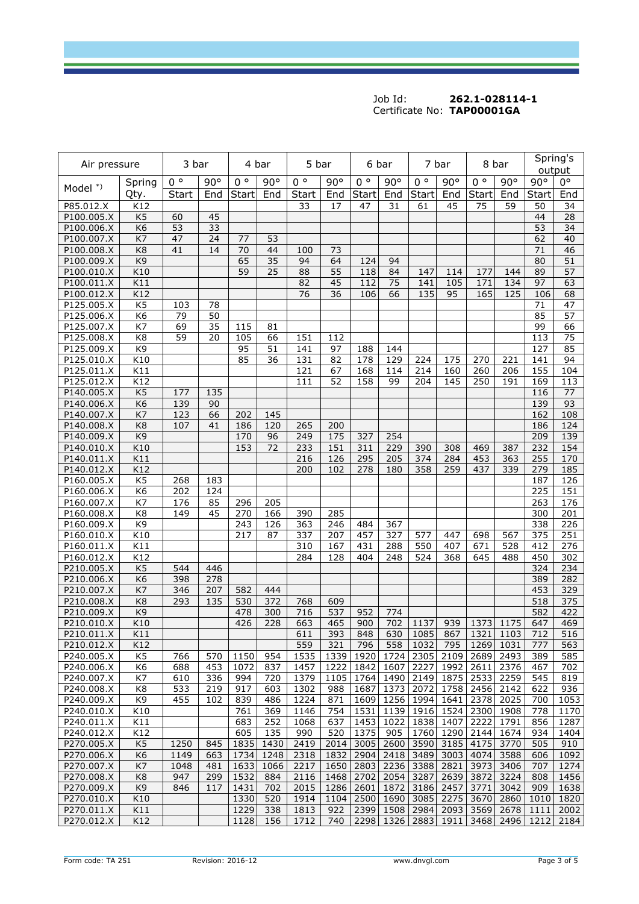Job Id: **262.1-028114-1**
Certificate No: **TAP00001GA**

| Air pressure | | 3 bar | | 4 bar | | 5 bar | | 6 bar | | 7 bar | | 8 bar | | Spring's output | |
|---|---|---|---|---|---|---|---|---|---|---|---|---|---|---|---|
| Model *) | Spring Qty. | 0 ° Start | 90° End | 0 ° Start | 90° End | 0 ° Start | 90° End | 0 ° Start | 90° End | 0 ° Start | 90° End | 0 ° Start | 90° End | 90° Start | 0° End |
| P85.012.X | K12 | | | | | 33 | 17 | 47 | 31 | 61 | 45 | 75 | 59 | 50 | 34 |
| P100.005.X | K5 | 60 | 45 | | | | | | | | | | | 44 | 28 |
| P100.006.X | K6 | 53 | 33 | | | | | | | | | | | 53 | 34 |
| P100.007.X | K7 | 47 | 24 | 77 | 53 | | | | | | | | | 62 | 40 |
| P100.008.X | K8 | 41 | 14 | 70 | 44 | 100 | 73 | | | | | | | 71 | 46 |
| P100.009.X | K9 | | | 65 | 35 | 94 | 64 | 124 | 94 | | | | | 80 | 51 |
| P100.010.X | K10 | | | 59 | 25 | 88 | 55 | 118 | 84 | 147 | 114 | 177 | 144 | 89 | 57 |
| P100.011.X | K11 | | | | | 82 | 45 | 112 | 75 | 141 | 105 | 171 | 134 | 97 | 63 |
| P100.012.X | K12 | | | | | 76 | 36 | 106 | 66 | 135 | 95 | 165 | 125 | 106 | 68 |
| P125.005.X | K5 | 103 | 78 | | | | | | | | | | | 71 | 47 |
| P125.006.X | K6 | 79 | 50 | | | | | | | | | | | 85 | 57 |
| P125.007.X | K7 | 69 | 35 | 115 | 81 | | | | | | | | | 99 | 66 |
| P125.008.X | K8 | 59 | 20 | 105 | 66 | 151 | 112 | | | | | | | 113 | 75 |
| P125.009.X | K9 | | | 95 | 51 | 141 | 97 | 188 | 144 | | | | | 127 | 85 |
| P125.010.X | K10 | | | 85 | 36 | 131 | 82 | 178 | 129 | 224 | 175 | 270 | 221 | 141 | 94 |
| P125.011.X | K11 | | | | | 121 | 67 | 168 | 114 | 214 | 160 | 260 | 206 | 155 | 104 |
| P125.012.X | K12 | | | | | 111 | 52 | 158 | 99 | 204 | 145 | 250 | 191 | 169 | 113 |
| P140.005.X | K5 | 177 | 135 | | | | | | | | | | | 116 | 77 |
| P140.006.X | K6 | 139 | 90 | | | | | | | | | | | 139 | 93 |
| P140.007.X | K7 | 123 | 66 | 202 | 145 | | | | | | | | | 162 | 108 |
| P140.008.X | K8 | 107 | 41 | 186 | 120 | 265 | 200 | | | | | | | 186 | 124 |
| P140.009.X | K9 | | | 170 | 96 | 249 | 175 | 327 | 254 | | | | | 209 | 139 |
| P140.010.X | K10 | | | 153 | 72 | 233 | 151 | 311 | 229 | 390 | 308 | 469 | 387 | 232 | 154 |
| P140.011.X | K11 | | | | | 216 | 126 | 295 | 205 | 374 | 284 | 453 | 363 | 255 | 170 |
| P140.012.X | K12 | | | | | 200 | 102 | 278 | 180 | 358 | 259 | 437 | 339 | 279 | 185 |
| P160.005.X | K5 | 268 | 183 | | | | | | | | | | | 187 | 126 |
| P160.006.X | K6 | 202 | 124 | | | | | | | | | | | 225 | 151 |
| P160.007.X | K7 | 176 | 85 | 296 | 205 | | | | | | | | | 263 | 176 |
| P160.008.X | K8 | 149 | 45 | 270 | 166 | 390 | 285 | | | | | | | 300 | 201 |
| P160.009.X | K9 | | | 243 | 126 | 363 | 246 | 484 | 367 | | | | | 338 | 226 |
| P160.010.X | K10 | | | 217 | 87 | 337 | 207 | 457 | 327 | 577 | 447 | 698 | 567 | 375 | 251 |
| P160.011.X | K11 | | | | | 310 | 167 | 431 | 288 | 550 | 407 | 671 | 528 | 412 | 276 |
| P160.012.X | K12 | | | | | 284 | 128 | 404 | 248 | 524 | 368 | 645 | 488 | 450 | 302 |
| P210.005.X | K5 | 544 | 446 | | | | | | | | | | | 324 | 234 |
| P210.006.X | K6 | 398 | 278 | | | | | | | | | | | 389 | 282 |
| P210.007.X | K7 | 346 | 207 | 582 | 444 | | | | | | | | | 453 | 329 |
| P210.008.X | K8 | 293 | 135 | 530 | 372 | 768 | 609 | | | | | | | 518 | 375 |
| P210.009.X | K9 | | | 478 | 300 | 716 | 537 | 952 | 774 | | | | | 582 | 422 |
| P210.010.X | K10 | | | 426 | 228 | 663 | 465 | 900 | 702 | 1137 | 939 | 1373 | 1175 | 647 | 469 |
| P210.011.X | K11 | | | | | 611 | 393 | 848 | 630 | 1085 | 867 | 1321 | 1103 | 712 | 516 |
| P210.012.X | K12 | | | | | 559 | 321 | 796 | 558 | 1032 | 795 | 1269 | 1031 | 777 | 563 |
| P240.005.X | K5 | 766 | 570 | 1150 | 954 | 1535 | 1339 | 1920 | 1724 | 2305 | 2109 | 2689 | 2493 | 389 | 585 |
| P240.006.X | K6 | 688 | 453 | 1072 | 837 | 1457 | 1222 | 1842 | 1607 | 2227 | 1992 | 2611 | 2376 | 467 | 702 |
| P240.007.X | K7 | 610 | 336 | 994 | 720 | 1379 | 1105 | 1764 | 1490 | 2149 | 1875 | 2533 | 2259 | 545 | 819 |
| P240.008.X | K8 | 533 | 219 | 917 | 603 | 1302 | 988 | 1687 | 1373 | 2072 | 1758 | 2456 | 2142 | 622 | 936 |
| P240.009.X | K9 | 455 | 102 | 839 | 486 | 1224 | 871 | 1609 | 1256 | 1994 | 1641 | 2378 | 2025 | 700 | 1053 |
| P240.010.X | K10 | | | 761 | 369 | 1146 | 754 | 1531 | 1139 | 1916 | 1524 | 2300 | 1908 | 778 | 1170 |
| P240.011.X | K11 | | | 683 | 252 | 1068 | 637 | 1453 | 1022 | 1838 | 1407 | 2222 | 1791 | 856 | 1287 |
| P240.012.X | K12 | | | 605 | 135 | 990 | 520 | 1375 | 905 | 1760 | 1290 | 2144 | 1674 | 934 | 1404 |
| P270.005.X | K5 | 1250 | 845 | 1835 | 1430 | 2419 | 2014 | 3005 | 2600 | 3590 | 3185 | 4175 | 3770 | 505 | 910 |
| P270.006.X | K6 | 1149 | 663 | 1734 | 1248 | 2318 | 1832 | 2904 | 2418 | 3489 | 3003 | 4074 | 3588 | 606 | 1092 |
| P270.007.X | K7 | 1048 | 481 | 1633 | 1066 | 2217 | 1650 | 2803 | 2236 | 3388 | 2821 | 3973 | 3406 | 707 | 1274 |
| P270.008.X | K8 | 947 | 299 | 1532 | 884 | 2116 | 1468 | 2702 | 2054 | 3287 | 2639 | 3872 | 3224 | 808 | 1456 |
| P270.009.X | K9 | 846 | 117 | 1431 | 702 | 2015 | 1286 | 2601 | 1872 | 3186 | 2457 | 3771 | 3042 | 909 | 1638 |
| P270.010.X | K10 | | | 1330 | 520 | 1914 | 1104 | 2500 | 1690 | 3085 | 2275 | 3670 | 2860 | 1010 | 1820 |
| P270.011.X | K11 | | | 1229 | 338 | 1813 | 922 | 2399 | 1508 | 2984 | 2093 | 3569 | 2678 | 1111 | 2002 |
| P270.012.X | K12 | | | 1128 | 156 | 1712 | 740 | 2298 | 1326 | 2883 | 1911 | 3468 | 2496 | 1212 | 2184 |

Form code: TA 251 Revision: 2016-12 www.dnvgl.com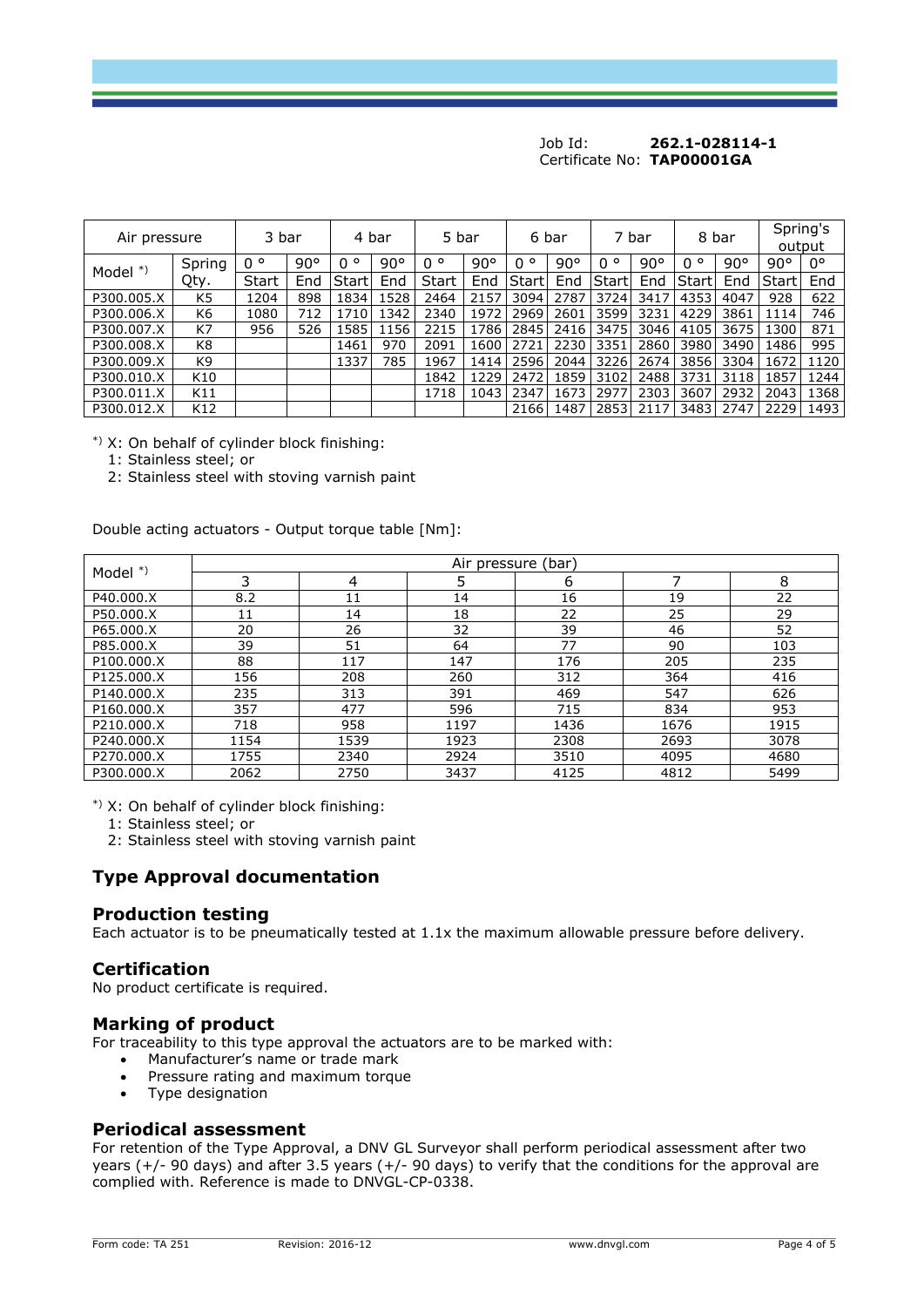Job Id: **262.1-028114-1**
Certificate No: **TAP00001GA**

| Air pressure | | 3 bar | | 4 bar | | 5 bar | | 6 bar | | 7 bar | | 8 bar | | Spring's output | |
|---|---|---|---|---|---|---|---|---|---|---|---|---|---|---|---|
| Model *) | Spring Qty. | 0 ° Start | 90° End | 0 ° Start | 90° End | 0 ° Start | 90° End | 0 ° Start | 90° End | 0 ° Start | 90° End | 0 ° Start | 90° End | 90° Start | 0° End |
| P300.005.X | K5 | 1204 | 898 | 1834 | 1528 | 2464 | 2157 | 3094 | 2787 | 3724 | 3417 | 4353 | 4047 | 928 | 622 |
| P300.006.X | K6 | 1080 | 712 | 1710 | 1342 | 2340 | 1972 | 2969 | 2601 | 3599 | 3231 | 4229 | 3861 | 1114 | 746 |
| P300.007.X | K7 | 956 | 526 | 1585 | 1156 | 2215 | 1786 | 2845 | 2416 | 3475 | 3046 | 4105 | 3675 | 1300 | 871 |
| P300.008.X | K8 | | | 1461 | 970 | 2091 | 1600 | 2721 | 2230 | 3351 | 2860 | 3980 | 3490 | 1486 | 995 |
| P300.009.X | K9 | | | 1337 | 785 | 1967 | 1414 | 2596 | 2044 | 3226 | 2674 | 3856 | 3304 | 1672 | 1120 |
| P300.010.X | K10 | | | | | 1842 | 1229 | 2472 | 1859 | 3102 | 2488 | 3731 | 3118 | 1857 | 1244 |
| P300.011.X | K11 | | | | | 1718 | 1043 | 2347 | 1673 | 2977 | 2303 | 3607 | 2932 | 2043 | 1368 |
| P300.012.X | K12 | | | | | | | 2166 | 1487 | 2853 | 2117 | 3483 | 2747 | 2229 | 1493 |

*) X: On behalf of cylinder block finishing:
1: Stainless steel; or
2: Stainless steel with stoving varnish paint

Double acting actuators - Output torque table [Nm]:

| Model *) | Air pressure (bar) | | | | | |
|---|---|---|---|---|---|---|
| | 3 | 4 | 5 | 6 | 7 | 8 |
| P40.000.X | 8.2 | 11 | 14 | 16 | 19 | 22 |
| P50.000.X | 11 | 14 | 18 | 22 | 25 | 29 |
| P65.000.X | 20 | 26 | 32 | 39 | 46 | 52 |
| P85.000.X | 39 | 51 | 64 | 77 | 90 | 103 |
| P100.000.X | 88 | 117 | 147 | 176 | 205 | 235 |
| P125.000.X | 156 | 208 | 260 | 312 | 364 | 416 |
| P140.000.X | 235 | 313 | 391 | 469 | 547 | 626 |
| P160.000.X | 357 | 477 | 596 | 715 | 834 | 953 |
| P210.000.X | 718 | 958 | 1197 | 1436 | 1676 | 1915 |
| P240.000.X | 1154 | 1539 | 1923 | 2308 | 2693 | 3078 |
| P270.000.X | 1755 | 2340 | 2924 | 3510 | 4095 | 4680 |
| P300.000.X | 2062 | 2750 | 3437 | 4125 | 4812 | 5499 |

*) X: On behalf of cylinder block finishing:
1: Stainless steel; or
2: Stainless steel with stoving varnish paint

## Type Approval documentation

### Production testing

Each actuator is to be pneumatically tested at 1.1x the maximum allowable pressure before delivery.

### Certification

No product certificate is required.

### Marking of product

For traceability to this type approval the actuators are to be marked with:

- Manufacturer's name or trade mark
- Pressure rating and maximum torque
- Type designation

### Periodical assessment

For retention of the Type Approval, a DNV GL Surveyor shall perform periodical assessment after two years (+/- 90 days) and after 3.5 years (+/- 90 days) to verify that the conditions for the approval are complied with. Reference is made to DNVGL-CP-0338.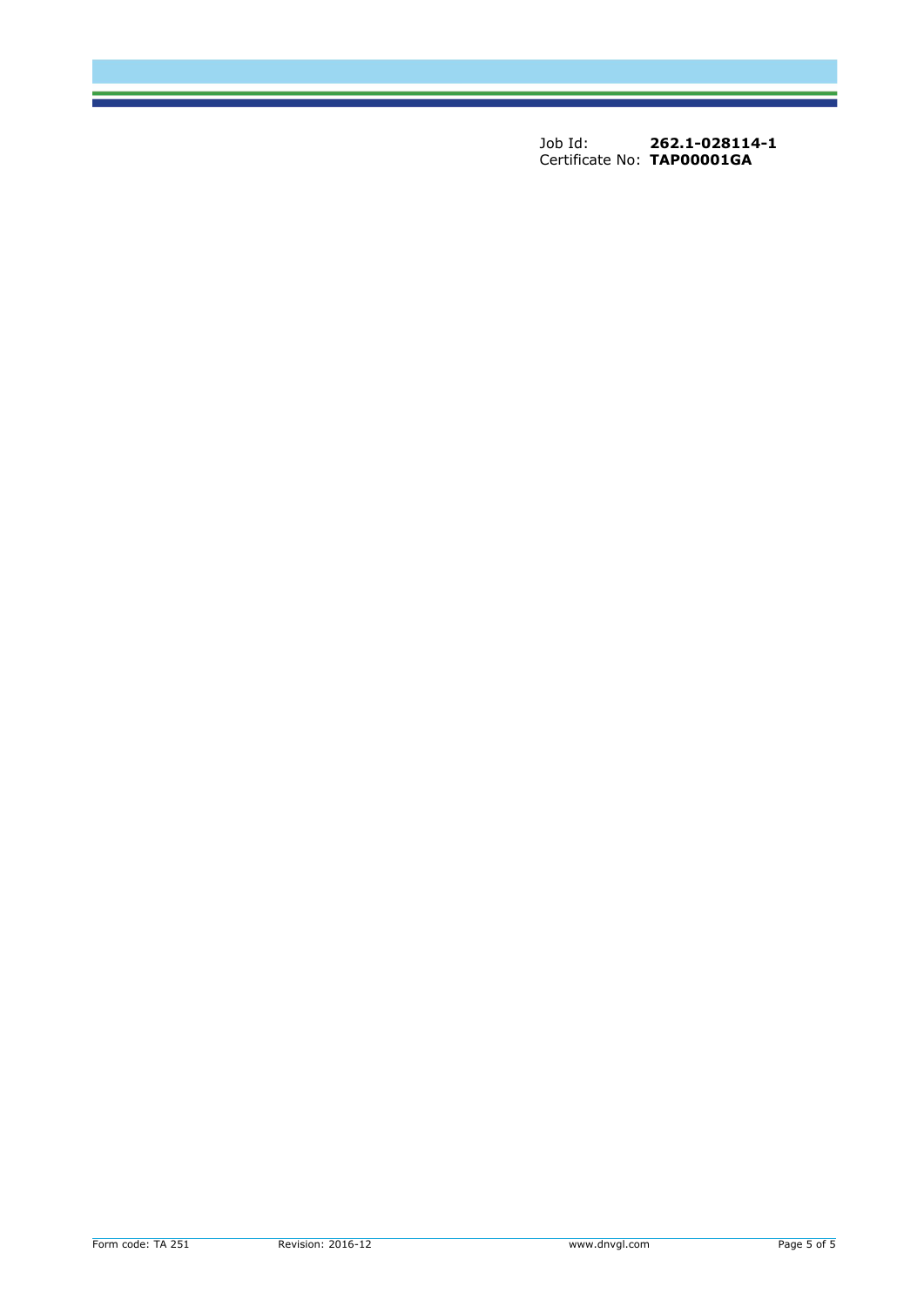Job Id: **262.1-028114-1**
Certificate No: **TAP00001GA**